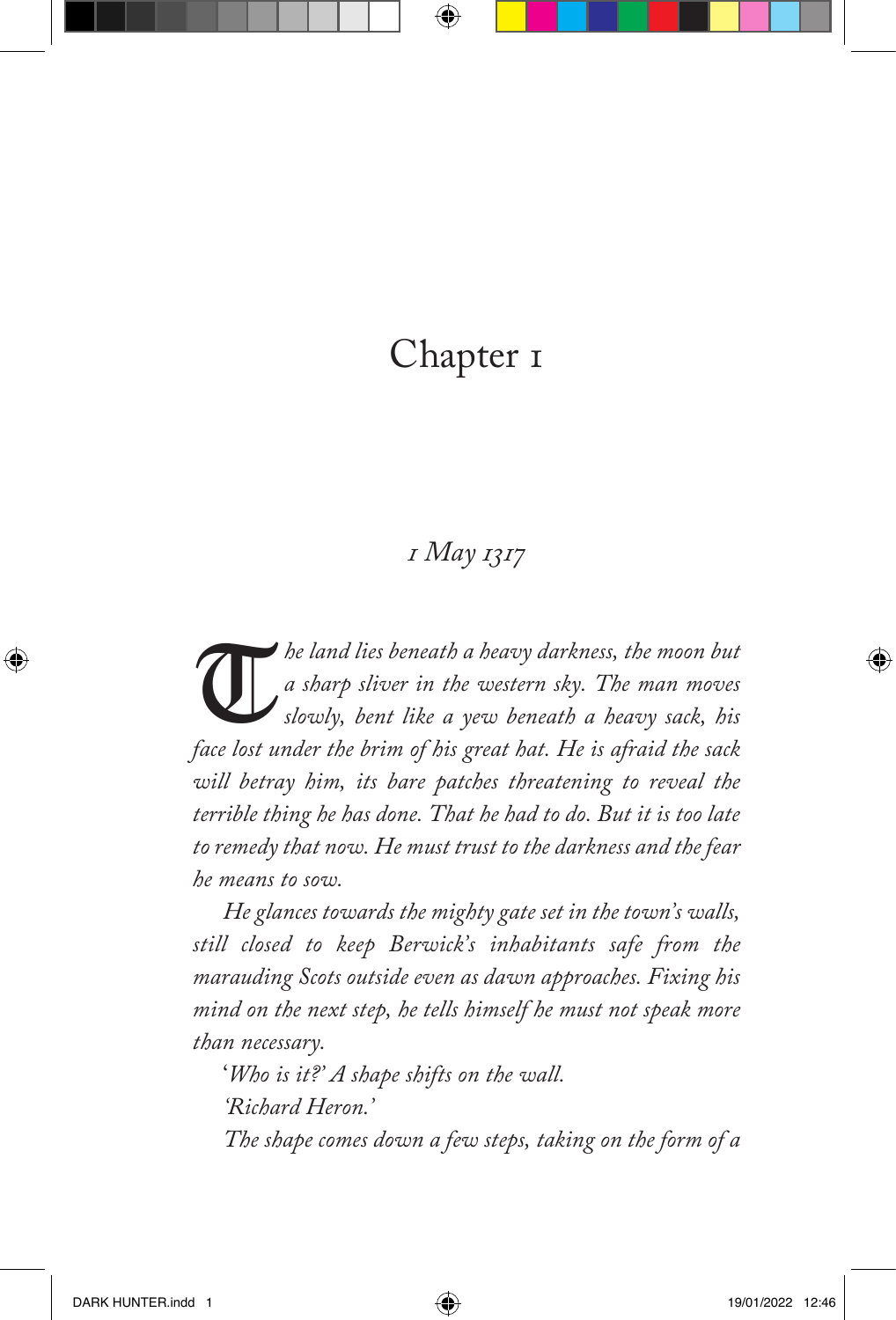# Chapter 1

*1 May 1317*

*The land lies beneath a heavy darkness, the moon but a sharp sliver in the western sky. The man moves slowly, bent like a yew beneath a heavy sack, his face lost under the brim of his great hat. He is afraid the sack will betray him, its bare patches threatening to reveal the terrible thing he has done. That he had to do. But it is too late to remedy that now. He must trust to the darkness and the fear he means to sow.*

*He glances towards the mighty gate set in the town's walls, still closed to keep Berwick's inhabitants safe from the marauding Scots outside even as dawn approaches. Fixing his mind on the next step, he tells himself he must not speak more than necessary.*

'*Who is it?' A shape shifts on the wall.*

*'Richard Heron.'*

*The shape comes down a few steps, taking on the form of a*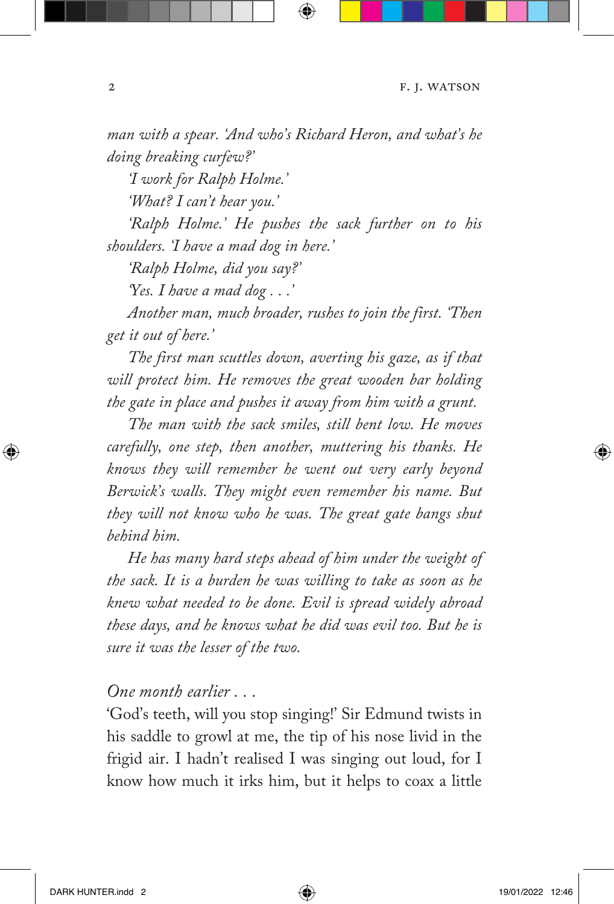*man with a spear. 'And who's Richard Heron, and what's he doing breaking curfew?'*

*'I work for Ralph Holme.'*

*'What? I can't hear you.'*

*'Ralph Holme.' He pushes the sack further on to his shoulders. 'I have a mad dog in here.'*

*'Ralph Holme, did you say?'*

*'Yes. I have a mad dog . . .'*

*Another man, much broader, rushes to join the first. 'Then get it out of here.'*

*The first man scuttles down, averting his gaze, as if that will protect him. He removes the great wooden bar holding the gate in place and pushes it away from him with a grunt.*

*The man with the sack smiles, still bent low. He moves carefully, one step, then another, muttering his thanks. He knows they will remember he went out very early beyond Berwick's walls. They might even remember his name. But they will not know who he was. The great gate bangs shut behind him.*

*He has many hard steps ahead of him under the weight of the sack. It is a burden he was willing to take as soon as he knew what needed to be done. Evil is spread widely abroad these days, and he knows what he did was evil too. But he is sure it was the lesser of the two.*

*One month earlier . . .*

'God's teeth, will you stop singing!' Sir Edmund twists in his saddle to growl at me, the tip of his nose livid in the frigid air. I hadn't realised I was singing out loud, for I know how much it irks him, but it helps to coax a little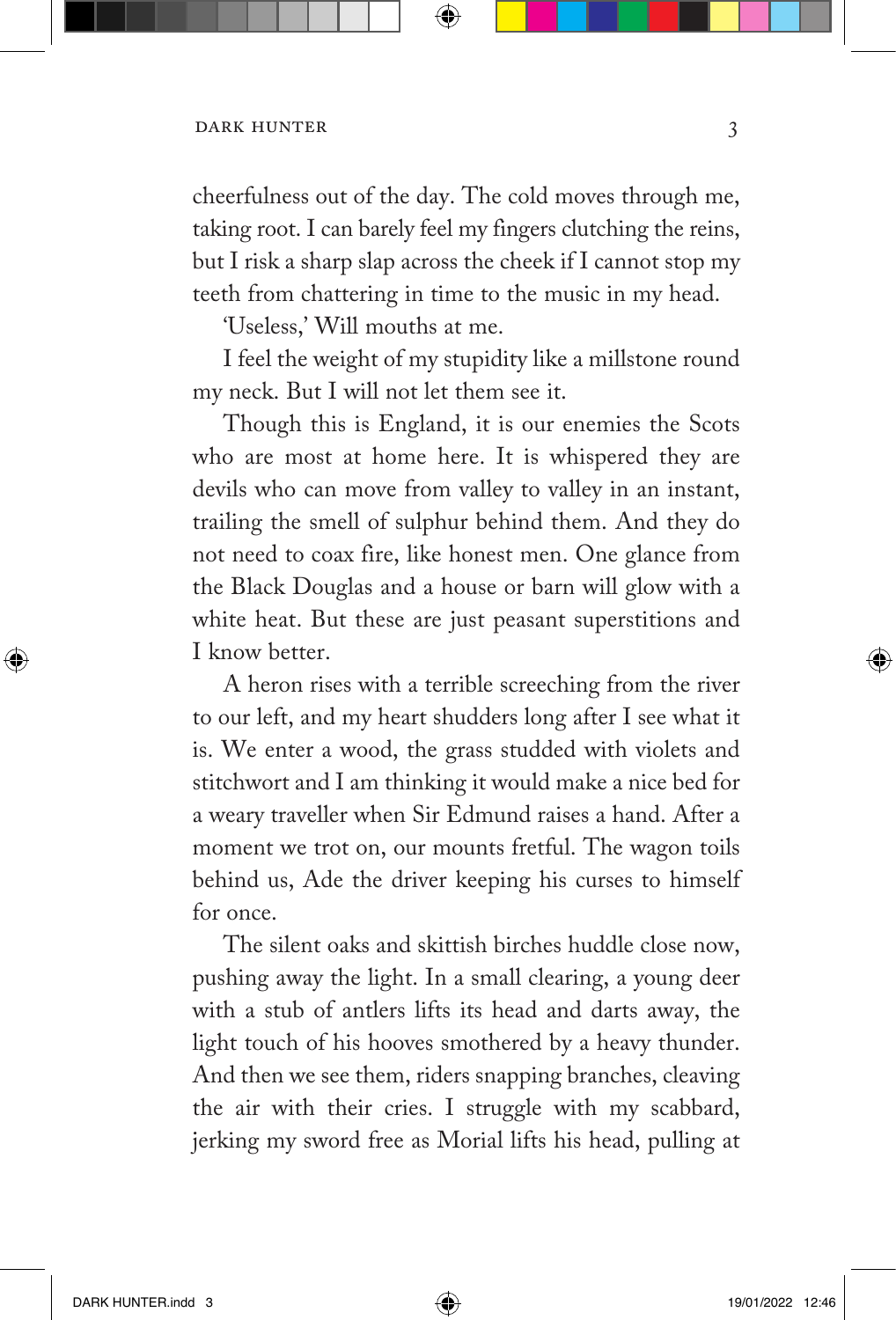cheerfulness out of the day. The cold moves through me, taking root. I can barely feel my fingers clutching the reins, but I risk a sharp slap across the cheek if I cannot stop my teeth from chattering in time to the music in my head.

'Useless,' Will mouths at me.

I feel the weight of my stupidity like a millstone round my neck. But I will not let them see it.

Though this is England, it is our enemies the Scots who are most at home here. It is whispered they are devils who can move from valley to valley in an instant, trailing the smell of sulphur behind them. And they do not need to coax fire, like honest men. One glance from the Black Douglas and a house or barn will glow with a white heat. But these are just peasant superstitions and I know better.

A heron rises with a terrible screeching from the river to our left, and my heart shudders long after I see what it is. We enter a wood, the grass studded with violets and stitchwort and I am thinking it would make a nice bed for a weary traveller when Sir Edmund raises a hand. After a moment we trot on, our mounts fretful. The wagon toils behind us, Ade the driver keeping his curses to himself for once.

The silent oaks and skittish birches huddle close now, pushing away the light. In a small clearing, a young deer with a stub of antlers lifts its head and darts away, the light touch of his hooves smothered by a heavy thunder. And then we see them, riders snapping branches, cleaving the air with their cries. I struggle with my scabbard, jerking my sword free as Morial lifts his head, pulling at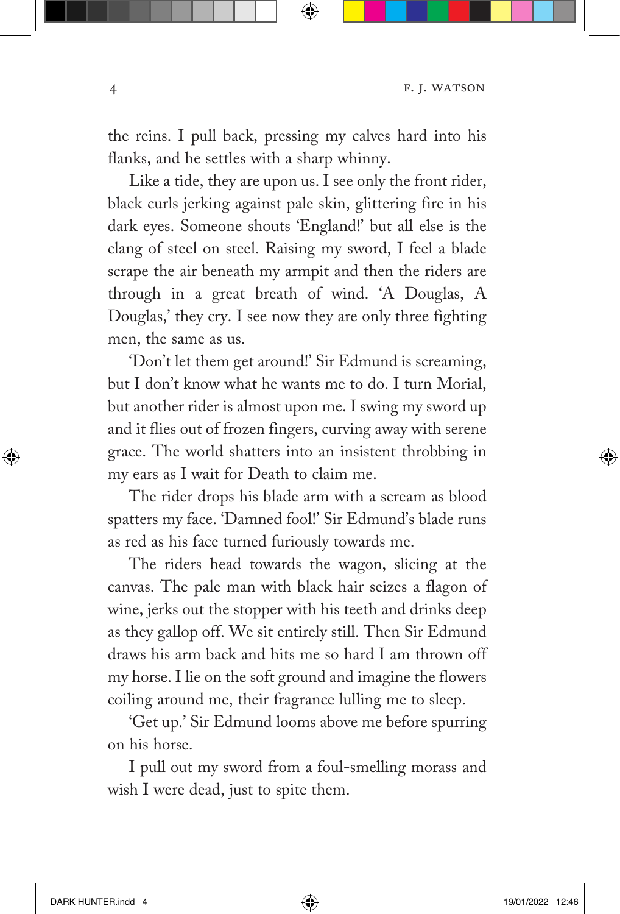the reins. I pull back, pressing my calves hard into his flanks, and he settles with a sharp whinny.

Like a tide, they are upon us. I see only the front rider, black curls jerking against pale skin, glittering fire in his dark eyes. Someone shouts 'England!' but all else is the clang of steel on steel. Raising my sword, I feel a blade scrape the air beneath my armpit and then the riders are through in a great breath of wind. 'A Douglas, A Douglas,' they cry. I see now they are only three fighting men, the same as us.

'Don't let them get around!' Sir Edmund is screaming, but I don't know what he wants me to do. I turn Morial, but another rider is almost upon me. I swing my sword up and it flies out of frozen fingers, curving away with serene grace. The world shatters into an insistent throbbing in my ears as I wait for Death to claim me.

The rider drops his blade arm with a scream as blood spatters my face. 'Damned fool!' Sir Edmund's blade runs as red as his face turned furiously towards me.

The riders head towards the wagon, slicing at the canvas. The pale man with black hair seizes a flagon of wine, jerks out the stopper with his teeth and drinks deep as they gallop off. We sit entirely still. Then Sir Edmund draws his arm back and hits me so hard I am thrown off my horse. I lie on the soft ground and imagine the flowers coiling around me, their fragrance lulling me to sleep.

'Get up.' Sir Edmund looms above me before spurring on his horse.

I pull out my sword from a foul-smelling morass and wish I were dead, just to spite them.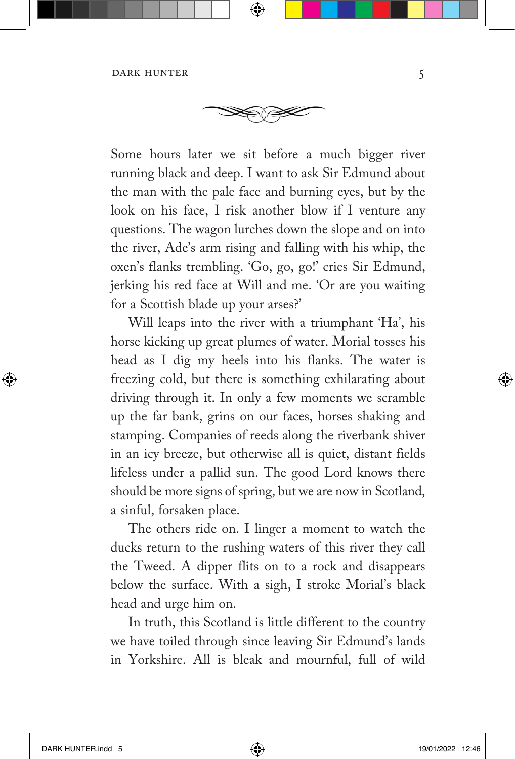Some hours later we sit before a much bigger river running black and deep. I want to ask Sir Edmund about the man with the pale face and burning eyes, but by the look on his face, I risk another blow if I venture any questions. The wagon lurches down the slope and on into the river, Ade's arm rising and falling with his whip, the oxen's flanks trembling. 'Go, go, go!' cries Sir Edmund, jerking his red face at Will and me. 'Or are you waiting for a Scottish blade up your arses?'

Will leaps into the river with a triumphant 'Ha', his horse kicking up great plumes of water. Morial tosses his head as I dig my heels into his flanks. The water is freezing cold, but there is something exhilarating about driving through it. In only a few moments we scramble up the far bank, grins on our faces, horses shaking and stamping. Companies of reeds along the riverbank shiver in an icy breeze, but otherwise all is quiet, distant fields lifeless under a pallid sun. The good Lord knows there should be more signs of spring, but we are now in Scotland, a sinful, forsaken place.

The others ride on. I linger a moment to watch the ducks return to the rushing waters of this river they call the Tweed. A dipper flits on to a rock and disappears below the surface. With a sigh, I stroke Morial's black head and urge him on.

In truth, this Scotland is little different to the country we have toiled through since leaving Sir Edmund's lands in Yorkshire. All is bleak and mournful, full of wild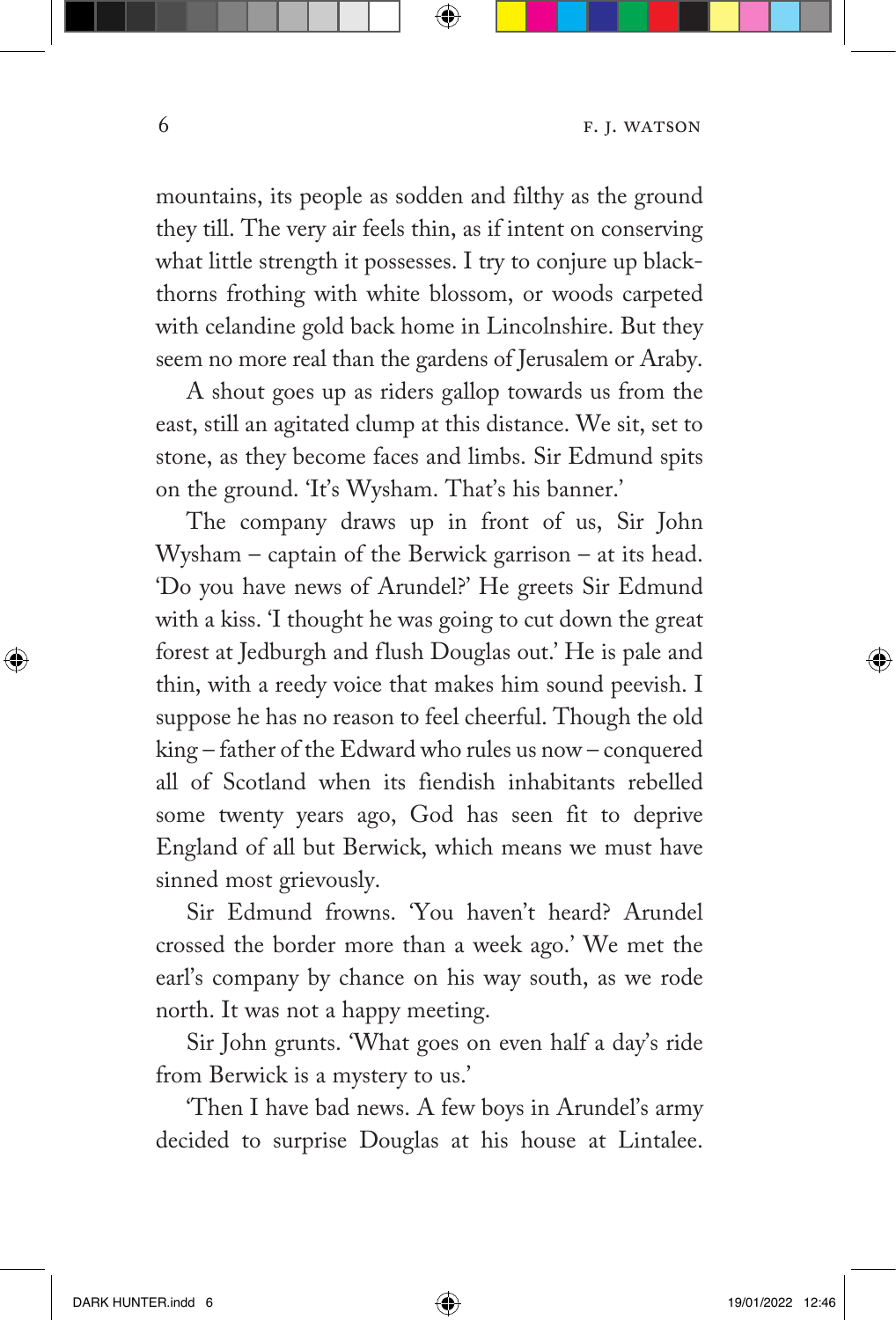mountains, its people as sodden and filthy as the ground they till. The very air feels thin, as if intent on conserving what little strength it possesses. I try to conjure up blackthorns frothing with white blossom, or woods carpeted with celandine gold back home in Lincolnshire. But they seem no more real than the gardens of Jerusalem or Araby.

A shout goes up as riders gallop towards us from the east, still an agitated clump at this distance. We sit, set to stone, as they become faces and limbs. Sir Edmund spits on the ground. 'It's Wysham. That's his banner.'

The company draws up in front of us, Sir John Wysham – captain of the Berwick garrison – at its head. 'Do you have news of Arundel?' He greets Sir Edmund with a kiss. 'I thought he was going to cut down the great forest at Jedburgh and flush Douglas out.' He is pale and thin, with a reedy voice that makes him sound peevish. I suppose he has no reason to feel cheerful. Though the old king – father of the Edward who rules us now – conquered all of Scotland when its fiendish inhabitants rebelled some twenty years ago, God has seen fit to deprive England of all but Berwick, which means we must have sinned most grievously.

Sir Edmund frowns. 'You haven't heard? Arundel crossed the border more than a week ago.' We met the earl's company by chance on his way south, as we rode north. It was not a happy meeting.

Sir John grunts. 'What goes on even half a day's ride from Berwick is a mystery to us.'

'Then I have bad news. A few boys in Arundel's army decided to surprise Douglas at his house at Lintalee.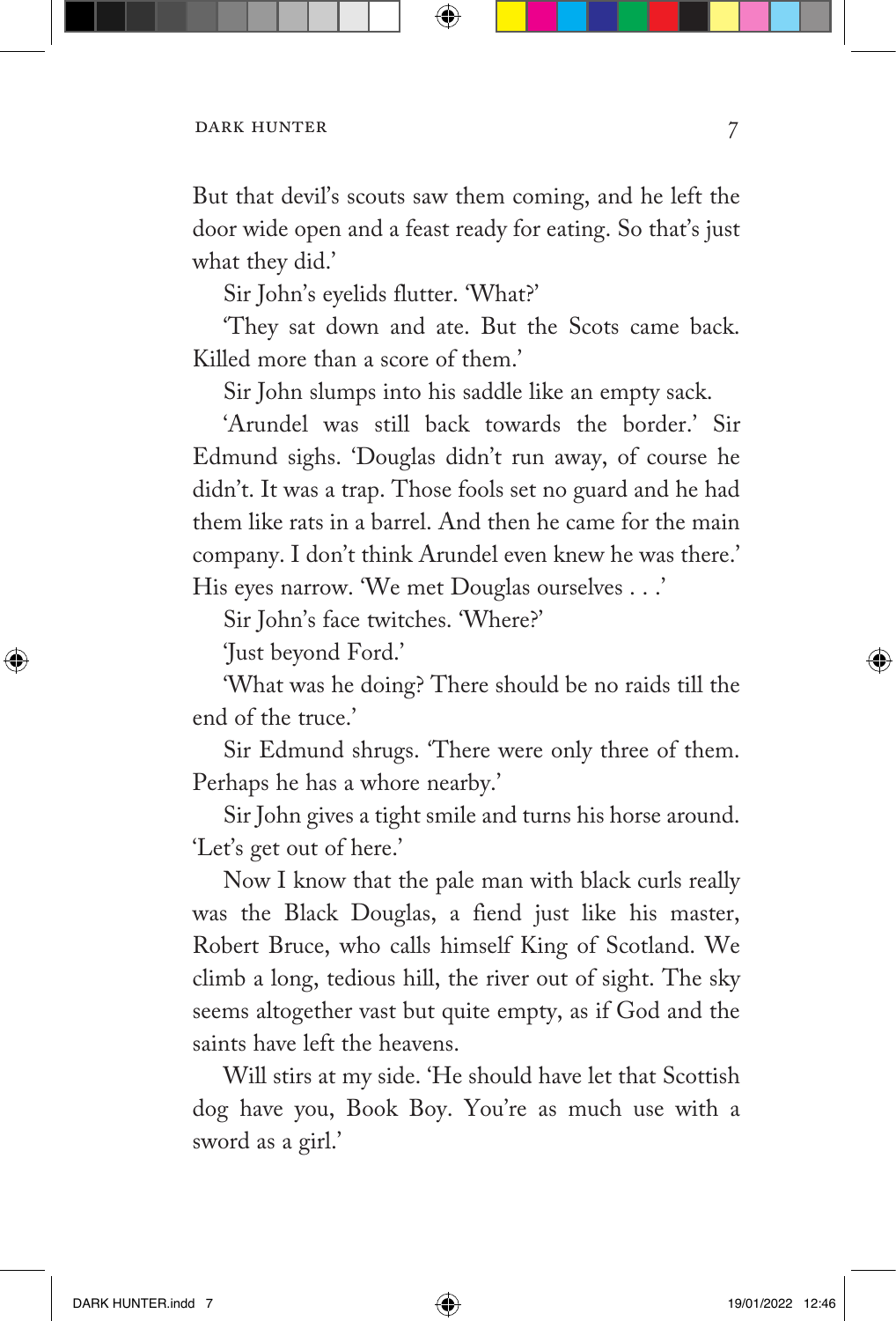But that devil's scouts saw them coming, and he left the door wide open and a feast ready for eating. So that's just what they did.'

Sir John's eyelids flutter. 'What?'

'They sat down and ate. But the Scots came back. Killed more than a score of them.'

Sir John slumps into his saddle like an empty sack.

'Arundel was still back towards the border.' Sir Edmund sighs. 'Douglas didn't run away, of course he didn't. It was a trap. Those fools set no guard and he had them like rats in a barrel. And then he came for the main company. I don't think Arundel even knew he was there.' His eyes narrow. 'We met Douglas ourselves . . .'

Sir John's face twitches. 'Where?'

'Just beyond Ford.'

'What was he doing? There should be no raids till the end of the truce.'

Sir Edmund shrugs. 'There were only three of them. Perhaps he has a whore nearby.'

Sir John gives a tight smile and turns his horse around. 'Let's get out of here.'

Now I know that the pale man with black curls really was the Black Douglas, a fiend just like his master, Robert Bruce, who calls himself King of Scotland. We climb a long, tedious hill, the river out of sight. The sky seems altogether vast but quite empty, as if God and the saints have left the heavens.

Will stirs at my side. 'He should have let that Scottish dog have you, Book Boy. You're as much use with a sword as a girl.'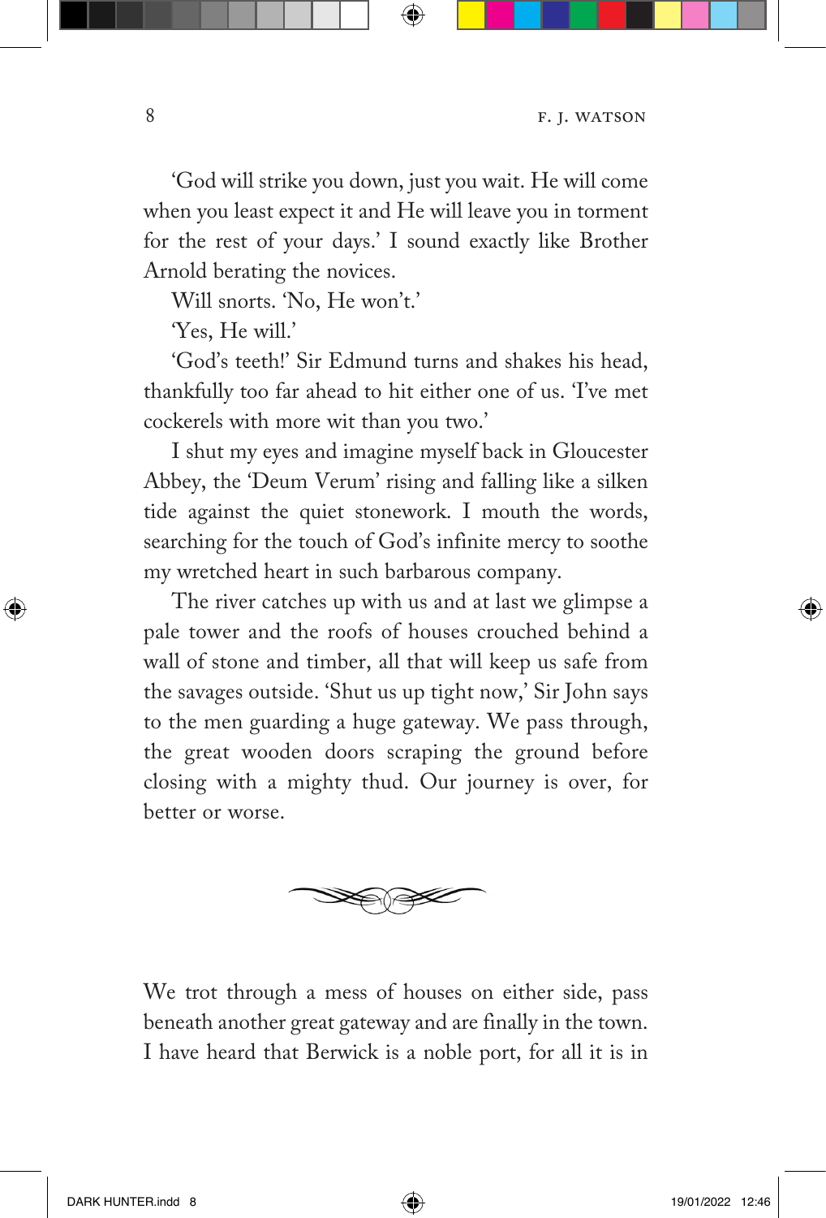'God will strike you down, just you wait. He will come when you least expect it and He will leave you in torment for the rest of your days.' I sound exactly like Brother Arnold berating the novices.

Will snorts. 'No, He won't.'

'Yes, He will.'

'God's teeth!' Sir Edmund turns and shakes his head, thankfully too far ahead to hit either one of us. 'I've met cockerels with more wit than you two.'

I shut my eyes and imagine myself back in Gloucester Abbey, the 'Deum Verum' rising and falling like a silken tide against the quiet stonework. I mouth the words, searching for the touch of God's infinite mercy to soothe my wretched heart in such barbarous company.

The river catches up with us and at last we glimpse a pale tower and the roofs of houses crouched behind a wall of stone and timber, all that will keep us safe from the savages outside. 'Shut us up tight now,' Sir John says to the men guarding a huge gateway. We pass through, the great wooden doors scraping the ground before closing with a mighty thud. Our journey is over, for better or worse.

---

We trot through a mess of houses on either side, pass beneath another great gateway and are finally in the town. I have heard that Berwick is a noble port, for all it is in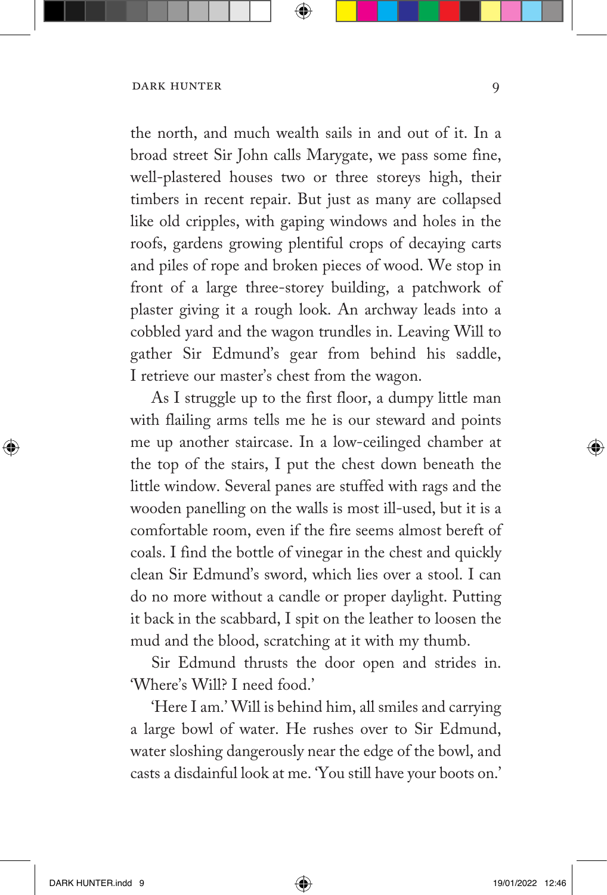the north, and much wealth sails in and out of it. In a broad street Sir John calls Marygate, we pass some fine, well-plastered houses two or three storeys high, their timbers in recent repair. But just as many are collapsed like old cripples, with gaping windows and holes in the roofs, gardens growing plentiful crops of decaying carts and piles of rope and broken pieces of wood. We stop in front of a large three-storey building, a patchwork of plaster giving it a rough look. An archway leads into a cobbled yard and the wagon trundles in. Leaving Will to gather Sir Edmund's gear from behind his saddle, I retrieve our master's chest from the wagon.

As I struggle up to the first floor, a dumpy little man with flailing arms tells me he is our steward and points me up another staircase. In a low-ceilinged chamber at the top of the stairs, I put the chest down beneath the little window. Several panes are stuffed with rags and the wooden panelling on the walls is most ill-used, but it is a comfortable room, even if the fire seems almost bereft of coals. I find the bottle of vinegar in the chest and quickly clean Sir Edmund's sword, which lies over a stool. I can do no more without a candle or proper daylight. Putting it back in the scabbard, I spit on the leather to loosen the mud and the blood, scratching at it with my thumb.

Sir Edmund thrusts the door open and strides in. 'Where's Will? I need food.'

'Here I am.' Will is behind him, all smiles and carrying a large bowl of water. He rushes over to Sir Edmund, water sloshing dangerously near the edge of the bowl, and casts a disdainful look at me. 'You still have your boots on.'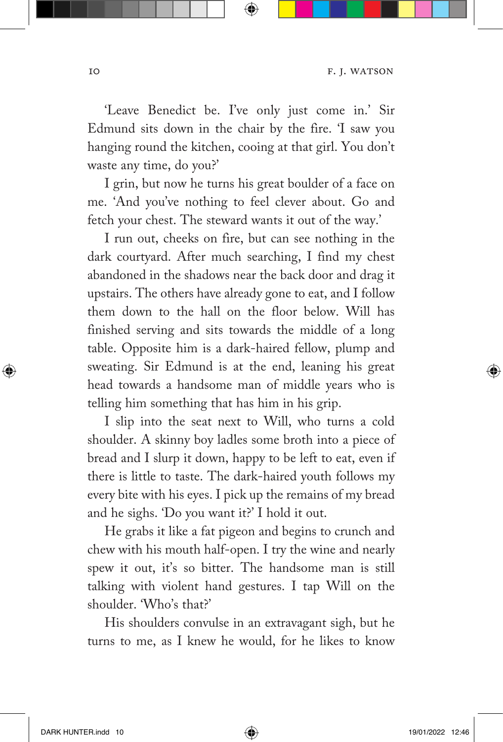'Leave Benedict be. I've only just come in.' Sir Edmund sits down in the chair by the fire. 'I saw you hanging round the kitchen, cooing at that girl. You don't waste any time, do you?'

I grin, but now he turns his great boulder of a face on me. 'And you've nothing to feel clever about. Go and fetch your chest. The steward wants it out of the way.'

I run out, cheeks on fire, but can see nothing in the dark courtyard. After much searching, I find my chest abandoned in the shadows near the back door and drag it upstairs. The others have already gone to eat, and I follow them down to the hall on the floor below. Will has finished serving and sits towards the middle of a long table. Opposite him is a dark-haired fellow, plump and sweating. Sir Edmund is at the end, leaning his great head towards a handsome man of middle years who is telling him something that has him in his grip.

I slip into the seat next to Will, who turns a cold shoulder. A skinny boy ladles some broth into a piece of bread and I slurp it down, happy to be left to eat, even if there is little to taste. The dark-haired youth follows my every bite with his eyes. I pick up the remains of my bread and he sighs. 'Do you want it?' I hold it out.

He grabs it like a fat pigeon and begins to crunch and chew with his mouth half-open. I try the wine and nearly spew it out, it's so bitter. The handsome man is still talking with violent hand gestures. I tap Will on the shoulder. 'Who's that?'

His shoulders convulse in an extravagant sigh, but he turns to me, as I knew he would, for he likes to know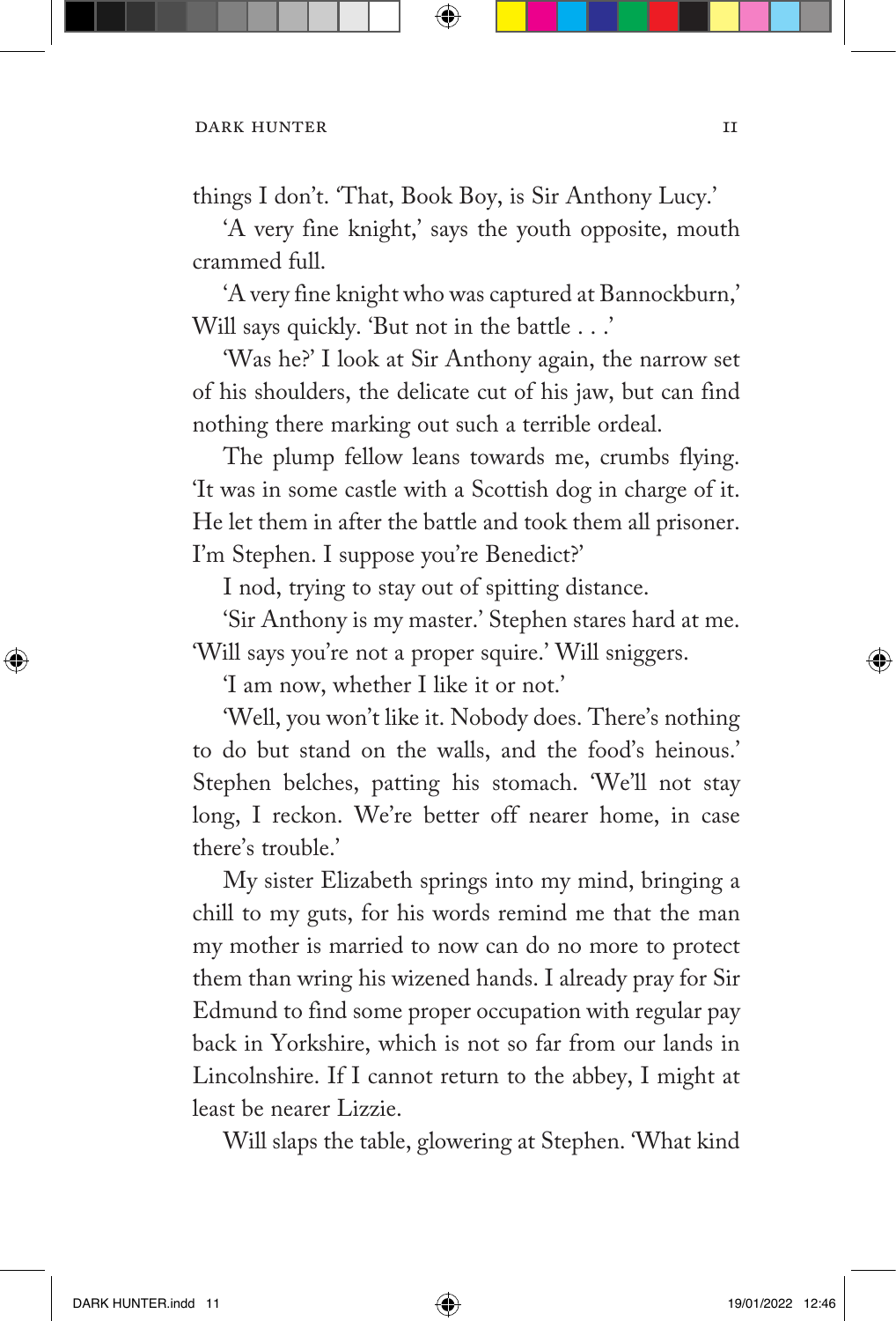things I don't. 'That, Book Boy, is Sir Anthony Lucy.'

'A very fine knight,' says the youth opposite, mouth crammed full.

'A very fine knight who was captured at Bannockburn,' Will says quickly. 'But not in the battle . . .'

'Was he?' I look at Sir Anthony again, the narrow set of his shoulders, the delicate cut of his jaw, but can find nothing there marking out such a terrible ordeal.

The plump fellow leans towards me, crumbs flying. 'It was in some castle with a Scottish dog in charge of it. He let them in after the battle and took them all prisoner. I'm Stephen. I suppose you're Benedict?'

I nod, trying to stay out of spitting distance.

'Sir Anthony is my master.' Stephen stares hard at me. 'Will says you're not a proper squire.' Will sniggers.

'I am now, whether I like it or not.'

'Well, you won't like it. Nobody does. There's nothing to do but stand on the walls, and the food's heinous.' Stephen belches, patting his stomach. 'We'll not stay long, I reckon. We're better off nearer home, in case there's trouble.'

My sister Elizabeth springs into my mind, bringing a chill to my guts, for his words remind me that the man my mother is married to now can do no more to protect them than wring his wizened hands. I already pray for Sir Edmund to find some proper occupation with regular pay back in Yorkshire, which is not so far from our lands in Lincolnshire. If I cannot return to the abbey, I might at least be nearer Lizzie.

Will slaps the table, glowering at Stephen. 'What kind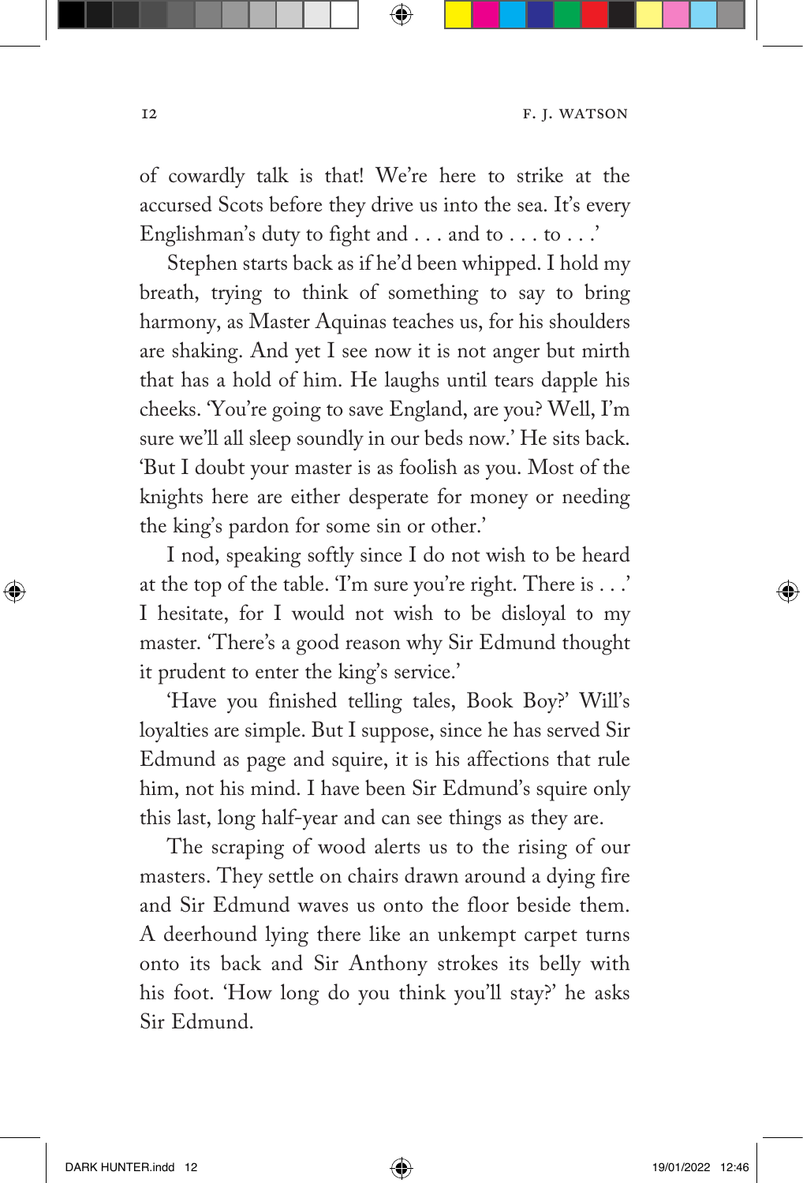of cowardly talk is that! We're here to strike at the accursed Scots before they drive us into the sea. It's every Englishman's duty to fight and . . . and to . . . to . . .'

Stephen starts back as if he'd been whipped. I hold my breath, trying to think of something to say to bring harmony, as Master Aquinas teaches us, for his shoulders are shaking. And yet I see now it is not anger but mirth that has a hold of him. He laughs until tears dapple his cheeks. 'You're going to save England, are you? Well, I'm sure we'll all sleep soundly in our beds now.' He sits back. 'But I doubt your master is as foolish as you. Most of the knights here are either desperate for money or needing the king's pardon for some sin or other.'

I nod, speaking softly since I do not wish to be heard at the top of the table. 'I'm sure you're right. There is . . .' I hesitate, for I would not wish to be disloyal to my master. 'There's a good reason why Sir Edmund thought it prudent to enter the king's service.'

'Have you finished telling tales, Book Boy?' Will's loyalties are simple. But I suppose, since he has served Sir Edmund as page and squire, it is his affections that rule him, not his mind. I have been Sir Edmund's squire only this last, long half-year and can see things as they are.

The scraping of wood alerts us to the rising of our masters. They settle on chairs drawn around a dying fire and Sir Edmund waves us onto the floor beside them. A deerhound lying there like an unkempt carpet turns onto its back and Sir Anthony strokes its belly with his foot. 'How long do you think you'll stay?' he asks Sir Edmund.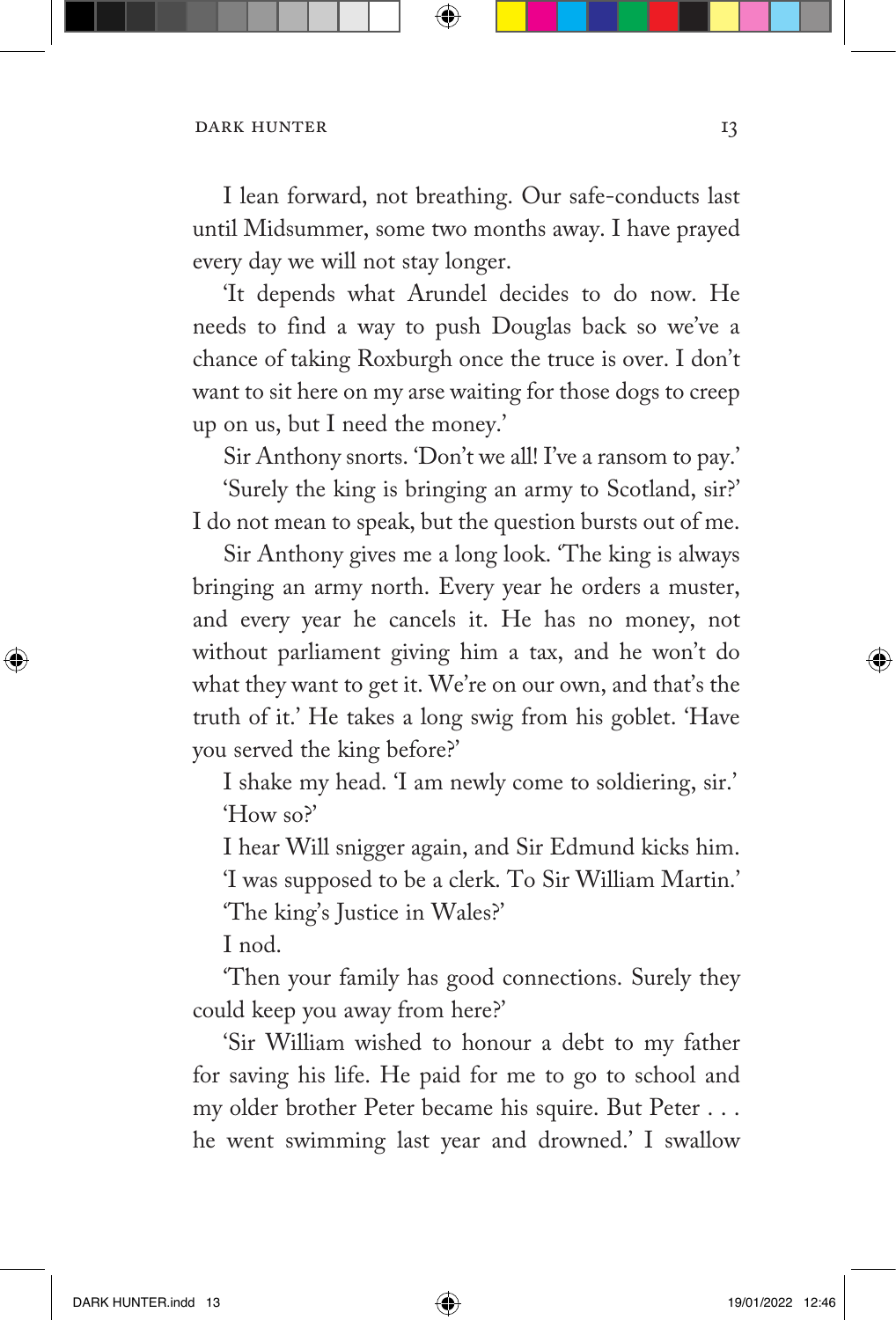I lean forward, not breathing. Our safe-conducts last until Midsummer, some two months away. I have prayed every day we will not stay longer.

'It depends what Arundel decides to do now. He needs to find a way to push Douglas back so we've a chance of taking Roxburgh once the truce is over. I don't want to sit here on my arse waiting for those dogs to creep up on us, but I need the money.'

Sir Anthony snorts. 'Don't we all! I've a ransom to pay.'

'Surely the king is bringing an army to Scotland, sir?' I do not mean to speak, but the question bursts out of me.

Sir Anthony gives me a long look. 'The king is always bringing an army north. Every year he orders a muster, and every year he cancels it. He has no money, not without parliament giving him a tax, and he won't do what they want to get it. We're on our own, and that's the truth of it.' He takes a long swig from his goblet. 'Have you served the king before?'

I shake my head. 'I am newly come to soldiering, sir.'

'How so?'

I hear Will snigger again, and Sir Edmund kicks him.

'I was supposed to be a clerk. To Sir William Martin.'

'The king's Justice in Wales?'

I nod.

'Then your family has good connections. Surely they could keep you away from here?'

'Sir William wished to honour a debt to my father for saving his life. He paid for me to go to school and my older brother Peter became his squire. But Peter . . . he went swimming last year and drowned.' I swallow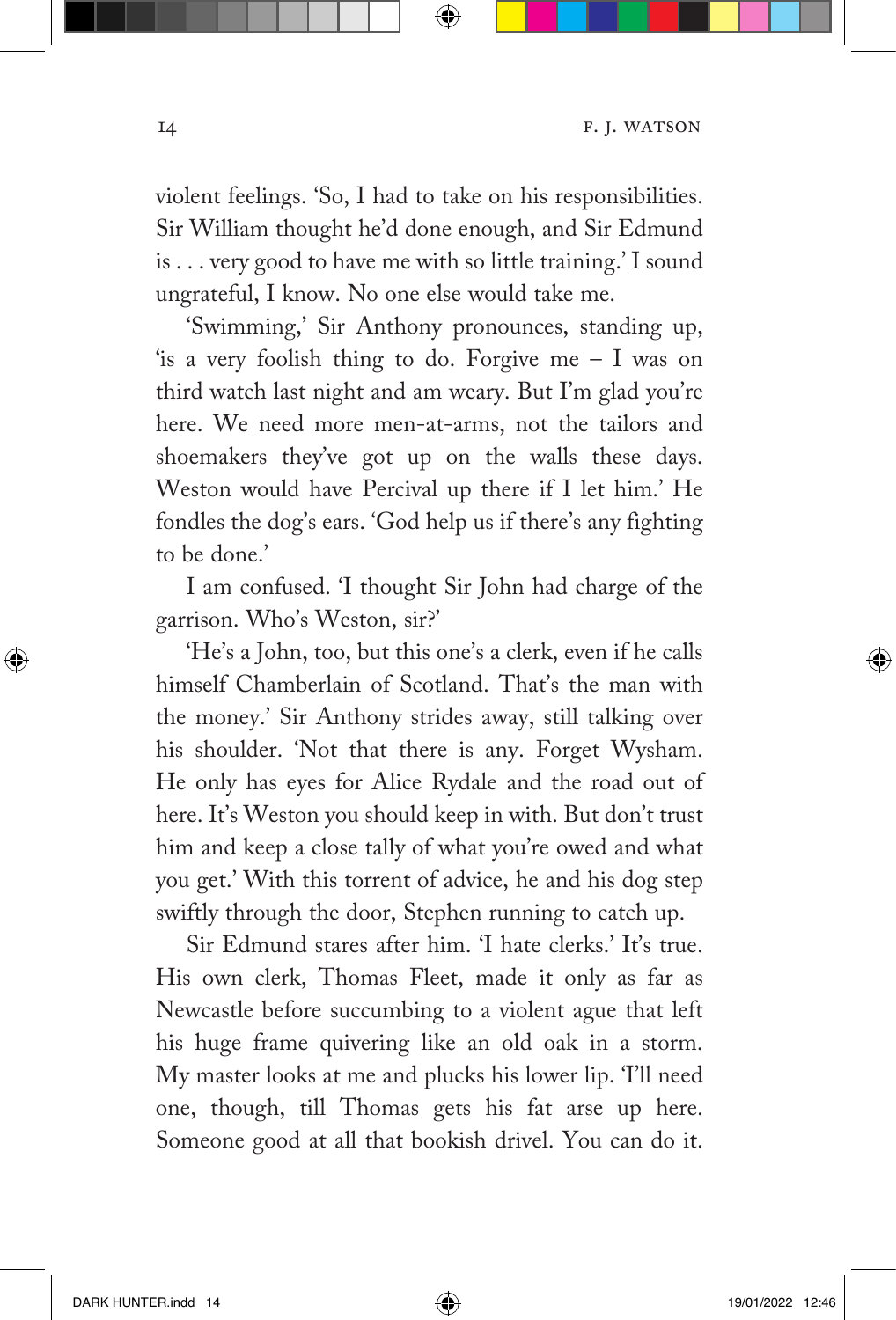violent feelings. 'So, I had to take on his responsibilities. Sir William thought he'd done enough, and Sir Edmund is . . . very good to have me with so little training.' I sound ungrateful, I know. No one else would take me.

'Swimming,' Sir Anthony pronounces, standing up, 'is a very foolish thing to do. Forgive me – I was on third watch last night and am weary. But I'm glad you're here. We need more men-at-arms, not the tailors and shoemakers they've got up on the walls these days. Weston would have Percival up there if I let him.' He fondles the dog's ears. 'God help us if there's any fighting to be done.'

I am confused. 'I thought Sir John had charge of the garrison. Who's Weston, sir?'

'He's a John, too, but this one's a clerk, even if he calls himself Chamberlain of Scotland. That's the man with the money.' Sir Anthony strides away, still talking over his shoulder. 'Not that there is any. Forget Wysham. He only has eyes for Alice Rydale and the road out of here. It's Weston you should keep in with. But don't trust him and keep a close tally of what you're owed and what you get.' With this torrent of advice, he and his dog step swiftly through the door, Stephen running to catch up.

Sir Edmund stares after him. 'I hate clerks.' It's true. His own clerk, Thomas Fleet, made it only as far as Newcastle before succumbing to a violent ague that left his huge frame quivering like an old oak in a storm. My master looks at me and plucks his lower lip. 'I'll need one, though, till Thomas gets his fat arse up here. Someone good at all that bookish drivel. You can do it.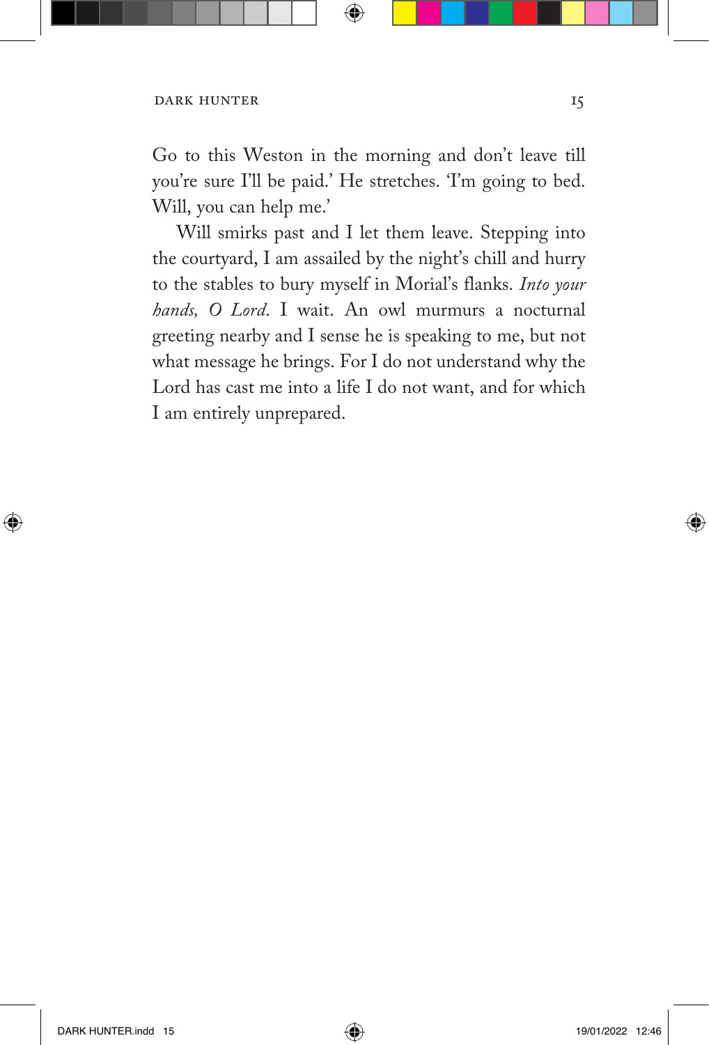Go to this Weston in the morning and don't leave till you're sure I'll be paid.' He stretches. 'I'm going to bed. Will, you can help me.'

Will smirks past and I let them leave. Stepping into the courtyard, I am assailed by the night's chill and hurry to the stables to bury myself in Morial's flanks. *Into your hands, O Lord.* I wait. An owl murmurs a nocturnal greeting nearby and I sense he is speaking to me, but not what message he brings. For I do not understand why the Lord has cast me into a life I do not want, and for which I am entirely unprepared.